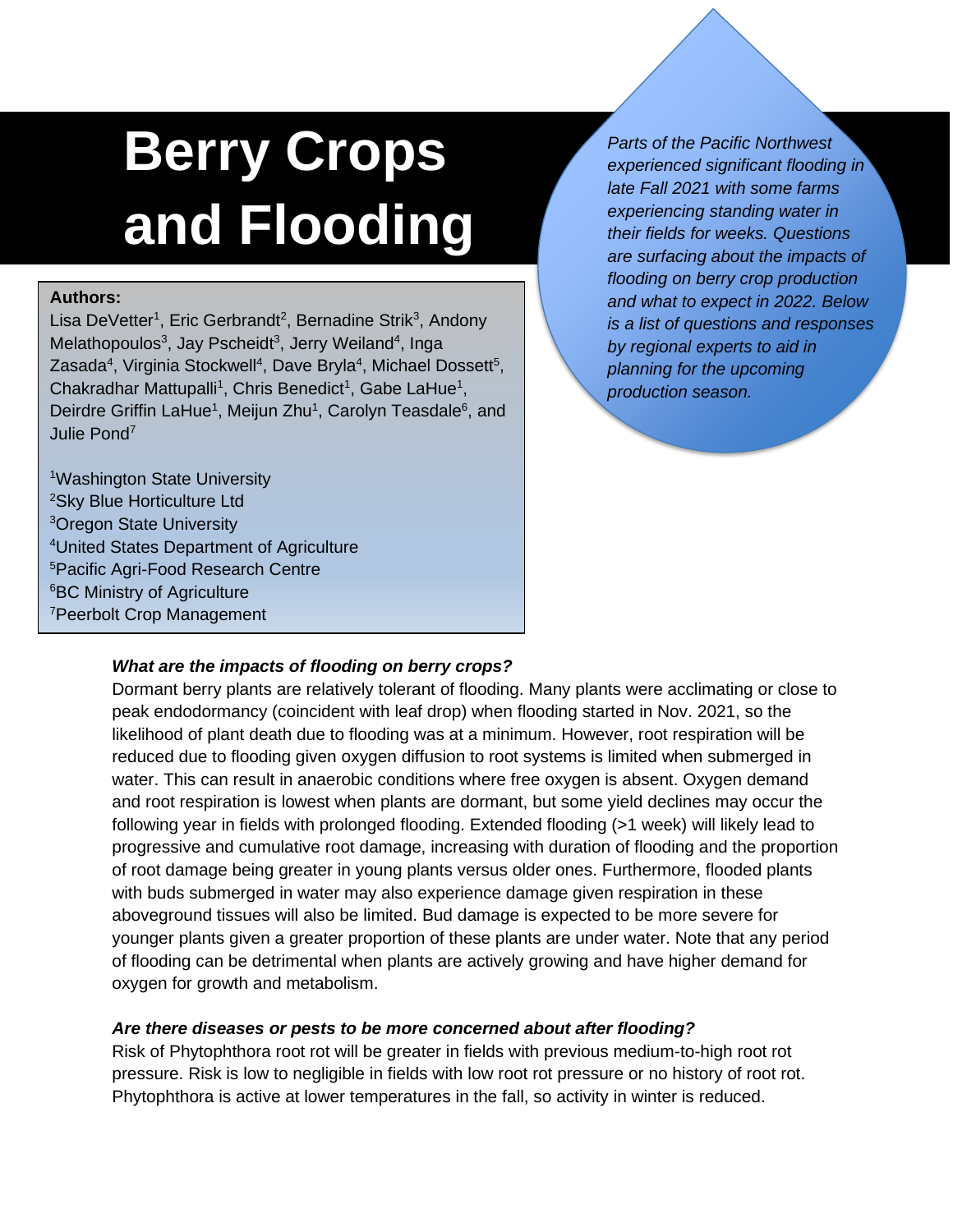# Berry Crops and Flooding

*Parts of the Pacific Northwest experienced significant flooding in late Fall 2021 with some farms experiencing standing water in their fields for weeks. Questions are surfacing about the impacts of flooding on berry crop production and what to expect in 2022. Below is a list of questions and responses by regional experts to aid in planning for the upcoming production season.*

**Authors:**

Lisa DeVetter[1], Eric Gerbrandt[2], Bernadine Strik[3], Andony Melathopoulos[3], Jay Pscheidt[3], Jerry Weiland[4], Inga Zasada[4], Virginia Stockwell[4], Dave Bryla[4], Michael Dossett[5], Chakradhar Mattupalli[1], Chris Benedict[1], Gabe LaHue[1], Deirdre Griffin LaHue[1], Meijun Zhu[1], Carolyn Teasdale[6], and Julie Pond[7]

[1]Washington State University
[2]Sky Blue Horticulture Ltd
[3]Oregon State University
[4]United States Department of Agriculture
[5]Pacific Agri-Food Research Centre
[6]BC Ministry of Agriculture
[7]Peerbolt Crop Management

***What are the impacts of flooding on berry crops?***

Dormant berry plants are relatively tolerant of flooding. Many plants were acclimating or close to peak endodormancy (coincident with leaf drop) when flooding started in Nov. 2021, so the likelihood of plant death due to flooding was at a minimum. However, root respiration will be reduced due to flooding given oxygen diffusion to root systems is limited when submerged in water. This can result in anaerobic conditions where free oxygen is absent. Oxygen demand and root respiration is lowest when plants are dormant, but some yield declines may occur the following year in fields with prolonged flooding. Extended flooding (>1 week) will likely lead to progressive and cumulative root damage, increasing with duration of flooding and the proportion of root damage being greater in young plants versus older ones. Furthermore, flooded plants with buds submerged in water may also experience damage given respiration in these aboveground tissues will also be limited. Bud damage is expected to be more severe for younger plants given a greater proportion of these plants are under water. Note that any period of flooding can be detrimental when plants are actively growing and have higher demand for oxygen for growth and metabolism.

***Are there diseases or pests to be more concerned about after flooding?***

Risk of Phytophthora root rot will be greater in fields with previous medium-to-high root rot pressure. Risk is low to negligible in fields with low root rot pressure or no history of root rot. Phytophthora is active at lower temperatures in the fall, so activity in winter is reduced.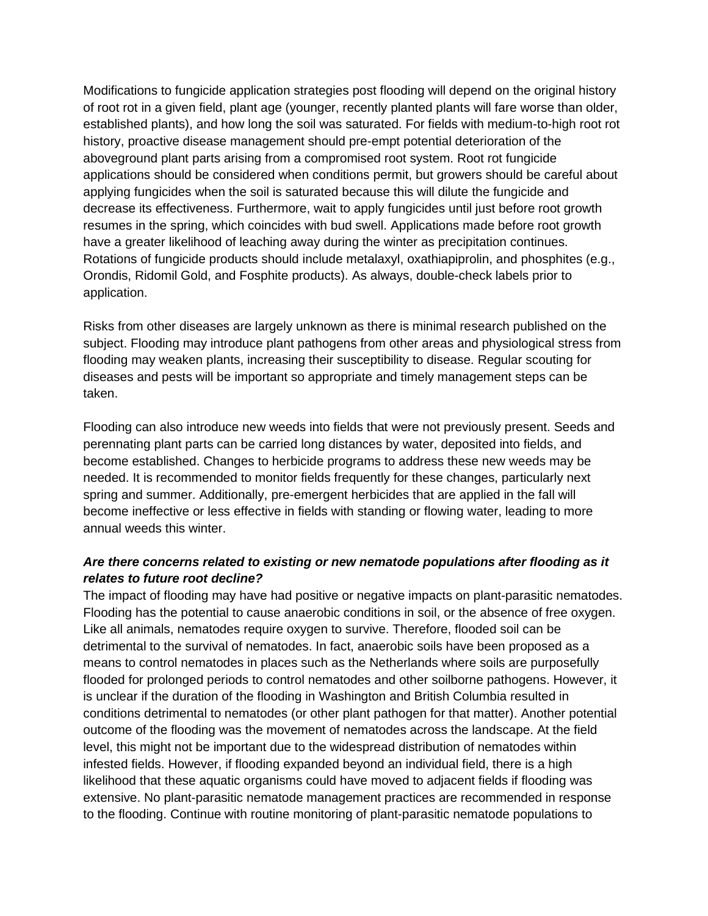Modifications to fungicide application strategies post flooding will depend on the original history of root rot in a given field, plant age (younger, recently planted plants will fare worse than older, established plants), and how long the soil was saturated. For fields with medium-to-high root rot history, proactive disease management should pre-empt potential deterioration of the aboveground plant parts arising from a compromised root system. Root rot fungicide applications should be considered when conditions permit, but growers should be careful about applying fungicides when the soil is saturated because this will dilute the fungicide and decrease its effectiveness. Furthermore, wait to apply fungicides until just before root growth resumes in the spring, which coincides with bud swell. Applications made before root growth have a greater likelihood of leaching away during the winter as precipitation continues. Rotations of fungicide products should include metalaxyl, oxathiapiprolin, and phosphites (e.g., Orondis, Ridomil Gold, and Fosphite products). As always, double-check labels prior to application.

Risks from other diseases are largely unknown as there is minimal research published on the subject. Flooding may introduce plant pathogens from other areas and physiological stress from flooding may weaken plants, increasing their susceptibility to disease. Regular scouting for diseases and pests will be important so appropriate and timely management steps can be taken.

Flooding can also introduce new weeds into fields that were not previously present. Seeds and perennating plant parts can be carried long distances by water, deposited into fields, and become established. Changes to herbicide programs to address these new weeds may be needed. It is recommended to monitor fields frequently for these changes, particularly next spring and summer. Additionally, pre-emergent herbicides that are applied in the fall will become ineffective or less effective in fields with standing or flowing water, leading to more annual weeds this winter.

***Are there concerns related to existing or new nematode populations after flooding as it relates to future root decline?***

The impact of flooding may have had positive or negative impacts on plant-parasitic nematodes. Flooding has the potential to cause anaerobic conditions in soil, or the absence of free oxygen. Like all animals, nematodes require oxygen to survive. Therefore, flooded soil can be detrimental to the survival of nematodes. In fact, anaerobic soils have been proposed as a means to control nematodes in places such as the Netherlands where soils are purposefully flooded for prolonged periods to control nematodes and other soilborne pathogens. However, it is unclear if the duration of the flooding in Washington and British Columbia resulted in conditions detrimental to nematodes (or other plant pathogen for that matter). Another potential outcome of the flooding was the movement of nematodes across the landscape. At the field level, this might not be important due to the widespread distribution of nematodes within infested fields. However, if flooding expanded beyond an individual field, there is a high likelihood that these aquatic organisms could have moved to adjacent fields if flooding was extensive. No plant-parasitic nematode management practices are recommended in response to the flooding. Continue with routine monitoring of plant-parasitic nematode populations to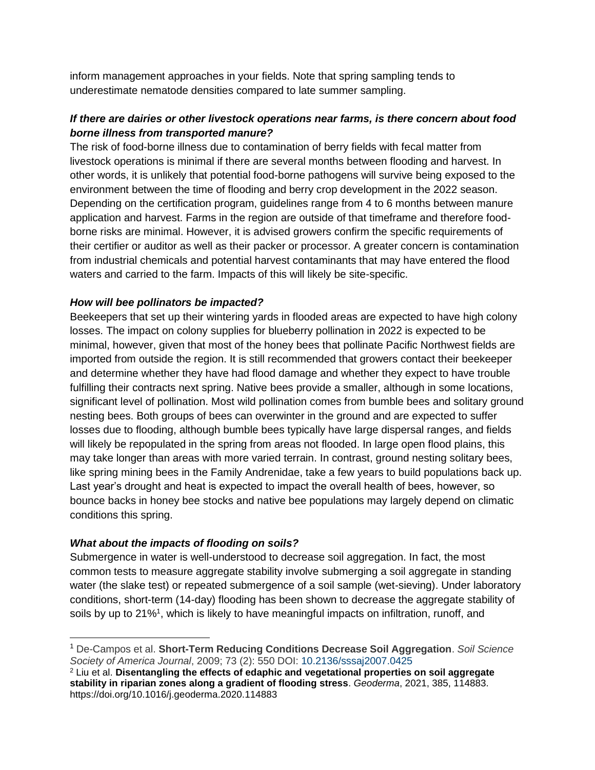inform management approaches in your fields. Note that spring sampling tends to underestimate nematode densities compared to late summer sampling.

***If there are dairies or other livestock operations near farms, is there concern about food borne illness from transported manure?***

The risk of food-borne illness due to contamination of berry fields with fecal matter from livestock operations is minimal if there are several months between flooding and harvest. In other words, it is unlikely that potential food-borne pathogens will survive being exposed to the environment between the time of flooding and berry crop development in the 2022 season. Depending on the certification program, guidelines range from 4 to 6 months between manure application and harvest. Farms in the region are outside of that timeframe and therefore food-borne risks are minimal. However, it is advised growers confirm the specific requirements of their certifier or auditor as well as their packer or processor. A greater concern is contamination from industrial chemicals and potential harvest contaminants that may have entered the flood waters and carried to the farm. Impacts of this will likely be site-specific.

***How will bee pollinators be impacted?***

Beekeepers that set up their wintering yards in flooded areas are expected to have high colony losses. The impact on colony supplies for blueberry pollination in 2022 is expected to be minimal, however, given that most of the honey bees that pollinate Pacific Northwest fields are imported from outside the region. It is still recommended that growers contact their beekeeper and determine whether they have had flood damage and whether they expect to have trouble fulfilling their contracts next spring. Native bees provide a smaller, although in some locations, significant level of pollination. Most wild pollination comes from bumble bees and solitary ground nesting bees. Both groups of bees can overwinter in the ground and are expected to suffer losses due to flooding, although bumble bees typically have large dispersal ranges, and fields will likely be repopulated in the spring from areas not flooded. In large open flood plains, this may take longer than areas with more varied terrain. In contrast, ground nesting solitary bees, like spring mining bees in the Family Andrenidae, take a few years to build populations back up. Last year's drought and heat is expected to impact the overall health of bees, however, so bounce backs in honey bee stocks and native bee populations may largely depend on climatic conditions this spring.

***What about the impacts of flooding on soils?***

Submergence in water is well-understood to decrease soil aggregation. In fact, the most common tests to measure aggregate stability involve submerging a soil aggregate in standing water (the slake test) or repeated submergence of a soil sample (wet-sieving). Under laboratory conditions, short-term (14-day) flooding has been shown to decrease the aggregate stability of soils by up to 21%[1], which is likely to have meaningful impacts on infiltration, runoff, and

---

[1] De-Campos et al. **Short-Term Reducing Conditions Decrease Soil Aggregation**. *Soil Science Society of America Journal*, 2009; 73 (2): 550 DOI: 10.2136/sssaj2007.0425

[2] Liu et al. **Disentangling the effects of edaphic and vegetational properties on soil aggregate stability in riparian zones along a gradient of flooding stress**. *Geoderma*, 2021, 385, 114883. https://doi.org/10.1016/j.geoderma.2020.114883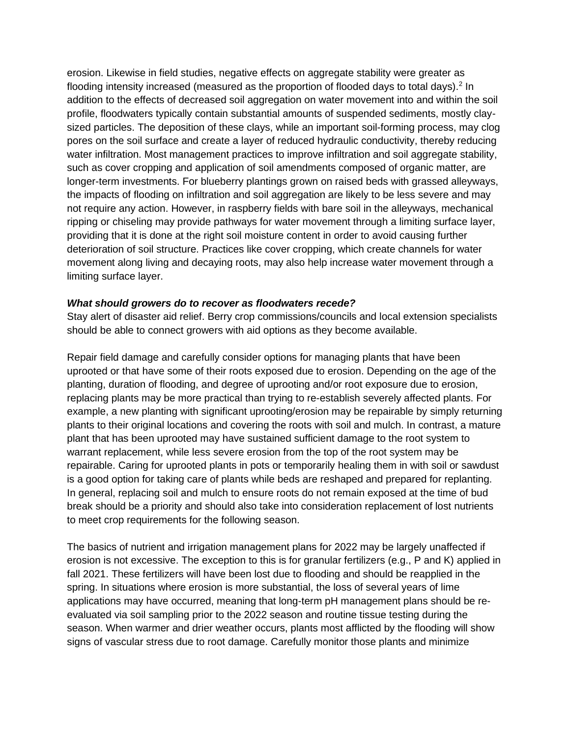erosion. Likewise in field studies, negative effects on aggregate stability were greater as flooding intensity increased (measured as the proportion of flooded days to total days).[2] In addition to the effects of decreased soil aggregation on water movement into and within the soil profile, floodwaters typically contain substantial amounts of suspended sediments, mostly clay-sized particles. The deposition of these clays, while an important soil-forming process, may clog pores on the soil surface and create a layer of reduced hydraulic conductivity, thereby reducing water infiltration. Most management practices to improve infiltration and soil aggregate stability, such as cover cropping and application of soil amendments composed of organic matter, are longer-term investments. For blueberry plantings grown on raised beds with grassed alleyways, the impacts of flooding on infiltration and soil aggregation are likely to be less severe and may not require any action. However, in raspberry fields with bare soil in the alleyways, mechanical ripping or chiseling may provide pathways for water movement through a limiting surface layer, providing that it is done at the right soil moisture content in order to avoid causing further deterioration of soil structure. Practices like cover cropping, which create channels for water movement along living and decaying roots, may also help increase water movement through a limiting surface layer.

***What should growers do to recover as floodwaters recede?***

Stay alert of disaster aid relief. Berry crop commissions/councils and local extension specialists should be able to connect growers with aid options as they become available.

Repair field damage and carefully consider options for managing plants that have been uprooted or that have some of their roots exposed due to erosion. Depending on the age of the planting, duration of flooding, and degree of uprooting and/or root exposure due to erosion, replacing plants may be more practical than trying to re-establish severely affected plants. For example, a new planting with significant uprooting/erosion may be repairable by simply returning plants to their original locations and covering the roots with soil and mulch. In contrast, a mature plant that has been uprooted may have sustained sufficient damage to the root system to warrant replacement, while less severe erosion from the top of the root system may be repairable. Caring for uprooted plants in pots or temporarily healing them in with soil or sawdust is a good option for taking care of plants while beds are reshaped and prepared for replanting. In general, replacing soil and mulch to ensure roots do not remain exposed at the time of bud break should be a priority and should also take into consideration replacement of lost nutrients to meet crop requirements for the following season.

The basics of nutrient and irrigation management plans for 2022 may be largely unaffected if erosion is not excessive. The exception to this is for granular fertilizers (e.g., P and K) applied in fall 2021. These fertilizers will have been lost due to flooding and should be reapplied in the spring. In situations where erosion is more substantial, the loss of several years of lime applications may have occurred, meaning that long-term pH management plans should be re-evaluated via soil sampling prior to the 2022 season and routine tissue testing during the season. When warmer and drier weather occurs, plants most afflicted by the flooding will show signs of vascular stress due to root damage. Carefully monitor those plants and minimize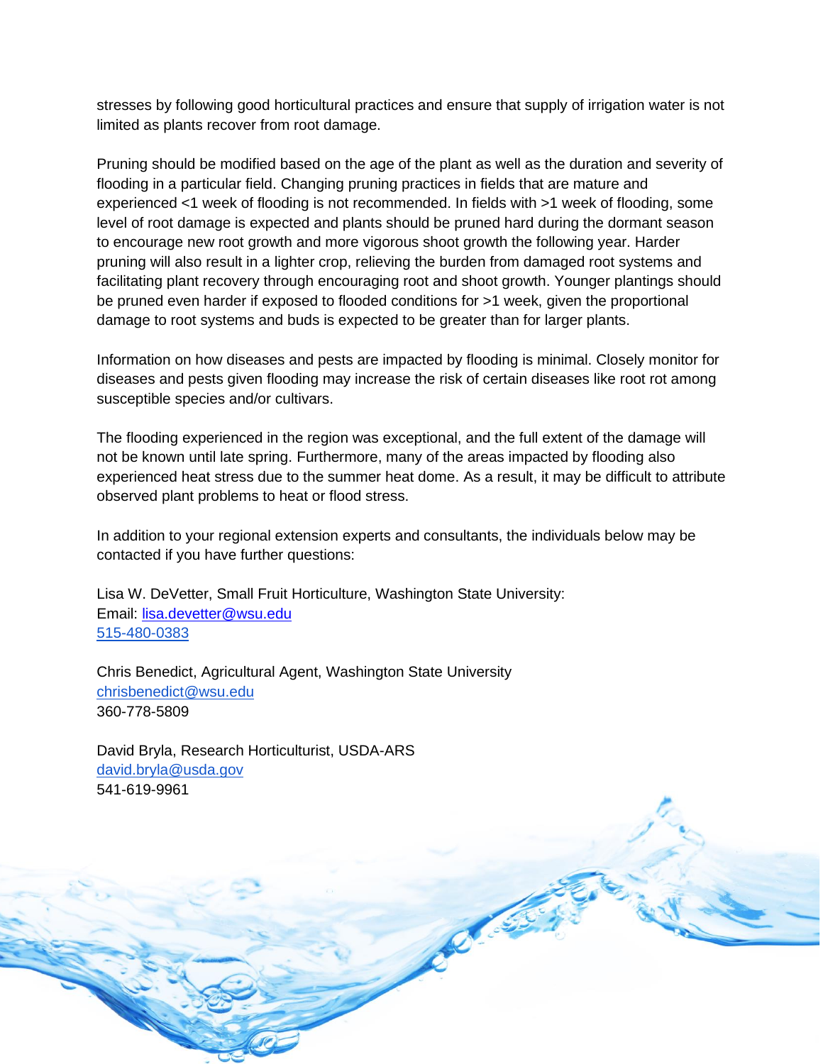stresses by following good horticultural practices and ensure that supply of irrigation water is not limited as plants recover from root damage.

Pruning should be modified based on the age of the plant as well as the duration and severity of flooding in a particular field. Changing pruning practices in fields that are mature and experienced <1 week of flooding is not recommended. In fields with >1 week of flooding, some level of root damage is expected and plants should be pruned hard during the dormant season to encourage new root growth and more vigorous shoot growth the following year. Harder pruning will also result in a lighter crop, relieving the burden from damaged root systems and facilitating plant recovery through encouraging root and shoot growth. Younger plantings should be pruned even harder if exposed to flooded conditions for >1 week, given the proportional damage to root systems and buds is expected to be greater than for larger plants.

Information on how diseases and pests are impacted by flooding is minimal. Closely monitor for diseases and pests given flooding may increase the risk of certain diseases like root rot among susceptible species and/or cultivars.

The flooding experienced in the region was exceptional, and the full extent of the damage will not be known until late spring. Furthermore, many of the areas impacted by flooding also experienced heat stress due to the summer heat dome. As a result, it may be difficult to attribute observed plant problems to heat or flood stress.

In addition to your regional extension experts and consultants, the individuals below may be contacted if you have further questions:

Lisa W. DeVetter, Small Fruit Horticulture, Washington State University:
Email: lisa.devetter@wsu.edu
515-480-0383

Chris Benedict, Agricultural Agent, Washington State University
chrisbenedict@wsu.edu
360-778-5809

David Bryla, Research Horticulturist, USDA-ARS
david.bryla@usda.gov
541-619-9961